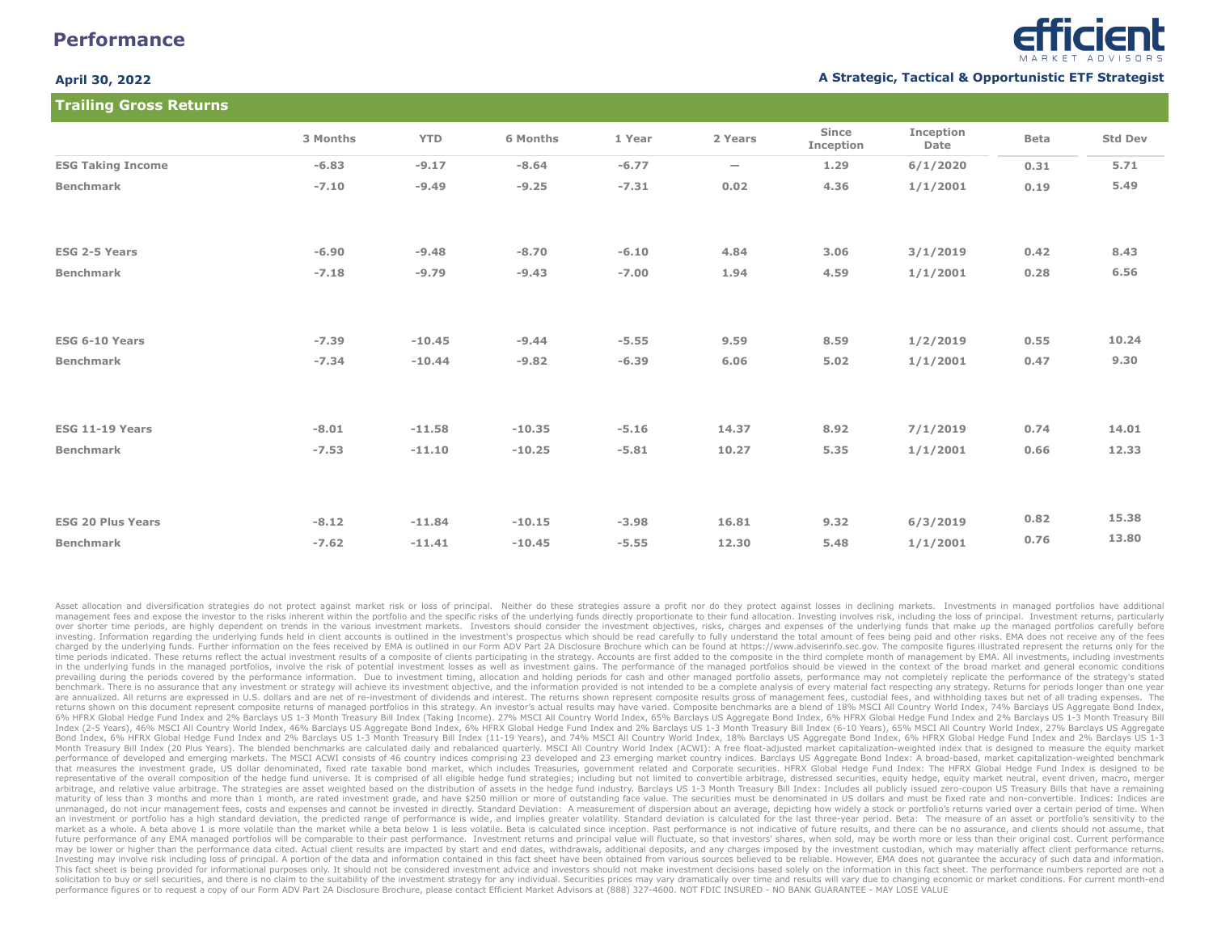# Performance

**efficient** MARKET ADVISORS

**April 30, 2022**

**A Strategic, Tactical & Opportunistic ETF Strategist**

## Trailing Gross Returns

| | 3 Months | YTD | 6 Months | 1 Year | 2 Years | Since Inception | Inception Date | Beta | Std Dev |
|---|---|---|---|---|---|---|---|---|---|
| **ESG Taking Income** | -6.83 | -9.17 | -8.64 | -6.77 | — | 1.29 | 6/1/2020 | 0.31 | 5.71 |
| **Benchmark** | -7.10 | -9.49 | -9.25 | -7.31 | 0.02 | 4.36 | 1/1/2001 | 0.19 | 5.49 |
| **ESG 2-5 Years** | -6.90 | -9.48 | -8.70 | -6.10 | 4.84 | 3.06 | 3/1/2019 | 0.42 | 8.43 |
| **Benchmark** | -7.18 | -9.79 | -9.43 | -7.00 | 1.94 | 4.59 | 1/1/2001 | 0.28 | 6.56 |
| **ESG 6-10 Years** | -7.39 | -10.45 | -9.44 | -5.55 | 9.59 | 8.59 | 1/2/2019 | 0.55 | 10.24 |
| **Benchmark** | -7.34 | -10.44 | -9.82 | -6.39 | 6.06 | 5.02 | 1/1/2001 | 0.47 | 9.30 |
| **ESG 11-19 Years** | -8.01 | -11.58 | -10.35 | -5.16 | 14.37 | 8.92 | 7/1/2019 | 0.74 | 14.01 |
| **Benchmark** | -7.53 | -11.10 | -10.25 | -5.81 | 10.27 | 5.35 | 1/1/2001 | 0.66 | 12.33 |
| **ESG 20 Plus Years** | -8.12 | -11.84 | -10.15 | -3.98 | 16.81 | 9.32 | 6/3/2019 | 0.82 | 15.38 |
| **Benchmark** | -7.62 | -11.41 | -10.45 | -5.55 | 12.30 | 5.48 | 1/1/2001 | 0.76 | 13.80 |

Asset allocation and diversification strategies do not protect against market risk or loss of principal. Neither do these strategies assure a profit nor do they protect against losses in declining markets. Investments in managed portfolios have additional management fees and expose the investor to the risks inherent within the portfolio and the specific risks of the underlying funds directly proportionate to their fund allocation. Investing involves risk, including the loss of principal. Investment returns, particularly over shorter time periods, are highly dependent on trends in the various investment markets. Investors should consider the investment objectives, risks, charges and expenses of the underlying funds that make up the managed portfolios carefully before investing. Information regarding the underlying funds held in client accounts is outlined in the investment's prospectus which should be read carefully to fully understand the total amount of fees being paid and other risks. EMA does not receive any of the fees charged by the underlying funds. Further information on the fees received by EMA is outlined in our Form ADV Part 2A Disclosure Brochure which can be found at https://www.adviserinfo.sec.gov. The composite figures illustrated represent the returns only for the time periods indicated. These returns reflect the actual investment results of a composite of clients participating in the strategy. Accounts are first added to the composite in the third complete month of management by EMA. All investments, including investments in the underlying funds in the managed portfolios, involve the risk of potential investment losses as well as investment gains. The performance of the managed portfolios should be viewed in the context of the broad market and general economic conditions prevailing during the periods covered by the performance information. Due to investment timing, allocation and holding periods for cash and other managed portfolio assets, performance may not completely replicate the performance of the strategy's stated benchmark. There is no assurance that any investment or strategy will achieve its investment objective, and the information provided is not intended to be a complete analysis of every material fact respecting any strategy. Returns for periods longer than one year are annualized. All returns are expressed in U.S. dollars and are net of re-investment of dividends and interest. The returns shown represent composite results gross of management fees, custodial fees, and withholding taxes but net of all trading expenses. The returns shown on this document represent composite returns of managed portfolios in this strategy. An investor's actual results may have varied. Composite benchmarks are a blend of 18% MSCI All Country World Index, 74% Barclays US Aggregate Bond Index, 6% HFRX Global Hedge Fund Index and 2% Barclays US 1-3 Month Treasury Bill Index (Taking Income). 27% MSCI All Country World Index, 65% Barclays US Aggregate Bond Index, 6% HFRX Global Hedge Fund Index and 2% Barclays US 1-3 Month Treasury Bill Index (2-5 Years), 46% MSCI All Country World Index, 46% Barclays US Aggregate Bond Index, 6% HFRX Global Hedge Fund Index and 2% Barclays US 1-3 Month Treasury Bill Index (6-10 Years), 65% MSCI All Country World Index, 27% Barclays US Aggregate Bond Index, 6% HFRX Global Hedge Fund Index and 2% Barclays US 1-3 Month Treasury Bill Index (11-19 Years), and 74% MSCI All Country World Index, 18% Barclays US Aggregate Bond Index, 6% HFRX Global Hedge Fund Index and 2% Barclays US 1-3 Month Treasury Bill Index (20 Plus Years). The blended benchmarks are calculated daily and rebalanced quarterly. MSCI All Country World Index (ACWI): A free float-adjusted market capitalization-weighted index that is designed to measure the equity market performance of developed and emerging markets. The MSCI ACWI consists of 46 country indices comprising 23 developed and 23 emerging market country indices. Barclays US Aggregate Bond Index: A broad-based, market capitalization-weighted benchmark that measures the investment grade, US dollar denominated, fixed rate taxable bond market, which includes Treasuries, government related and Corporate securities. HFRX Global Hedge Fund Index: The HFRX Global Hedge Fund Index is designed to be representative of the overall composition of the hedge fund universe. It is comprised of all eligible hedge fund strategies; including but not limited to convertible arbitrage, distressed securities, equity hedge, equity market neutral, event driven, macro, merger arbitrage, and relative value arbitrage. The strategies are asset weighted based on the distribution of assets in the hedge fund industry. Barclays US 1-3 Month Treasury Bill Index: Includes all publicly issued zero-coupon US Treasury Bills that have a remaining maturity of less than 3 months and more than 1 month, are rated investment grade, and have $250 million or more of outstanding face value. The securities must be denominated in US dollars and must be fixed rate and non-convertible. Indices: Indices are unmanaged, do not incur management fees, costs and expenses and cannot be invested in directly. Standard Deviation: A measurement of dispersion about an average, depicting how widely a stock or portfolio's returns varied over a certain period of time. When an investment or portfolio has a high standard deviation, the predicted range of performance is wide, and implies greater volatility. Standard deviation is calculated for the last three-year period. Beta: The measure of an asset or portfolio's sensitivity to the market as a whole. A beta above 1 is more volatile than the market while a beta below 1 is less volatile. Beta is calculated since inception. Past performance is not indicative of future results, and there can be no assurance, and clients should not assume, that future performance of any EMA managed portfolios will be comparable to their past performance. Investment returns and principal value will fluctuate, so that investors' shares, when sold, may be worth more or less than their original cost. Current performance may be lower or higher than the performance data cited. Actual client results are impacted by start and end dates, withdrawals, additional deposits, and any charges imposed by the investment custodian, which may materially affect client performance returns. Investing may involve risk including loss of principal. A portion of the data and information contained in this fact sheet have been obtained from various sources believed to be reliable. However, EMA does not guarantee the accuracy of such data and information. This fact sheet is being provided for informational purposes only. It should not be considered investment advice and investors should not make investment decisions based solely on the information in this fact sheet. The performance numbers reported are not a solicitation to buy or sell securities, and there is no claim to the suitability of the investment strategy for any individual. Securities prices may vary dramatically over time and results will vary due to changing economic or market conditions. For current month-end performance figures or to request a copy of our Form ADV Part 2A Disclosure Brochure, please contact Efficient Market Advisors at (888) 327-4600. NOT FDIC INSURED - NO BANK GUARANTEE - MAY LOSE VALUE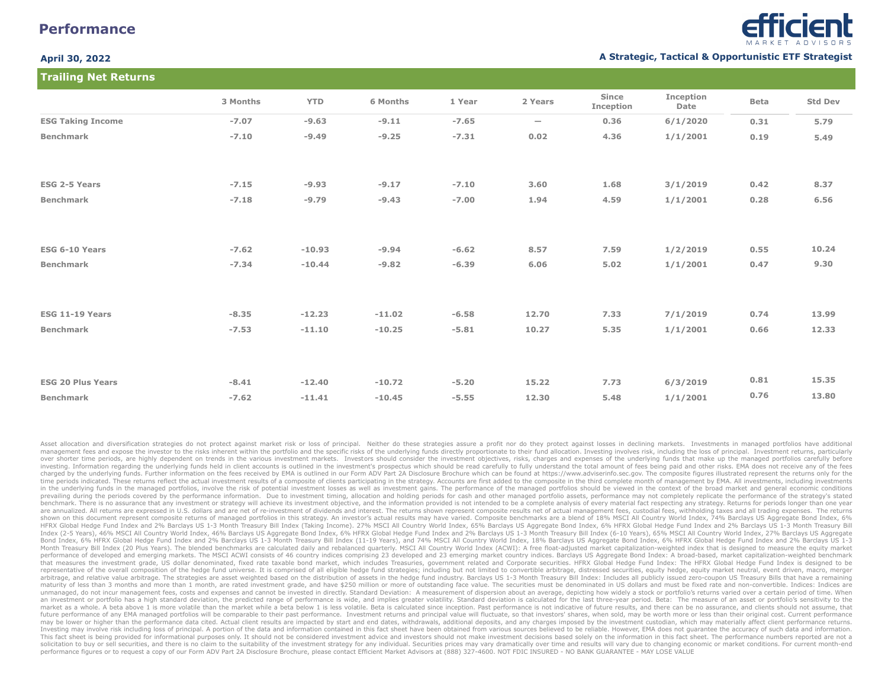# Performance

**April 30, 2022**

**A Strategic, Tactical & Opportunistic ETF Strategist**

## Trailing Net Returns

| | 3 Months | YTD | 6 Months | 1 Year | 2 Years | Since Inception | Inception Date | Beta | Std Dev |
|---|---|---|---|---|---|---|---|---|---|
| **ESG Taking Income** | -7.07 | -9.63 | -9.11 | -7.65 | — | 0.36 | 6/1/2020 | 0.31 | 5.79 |
| **Benchmark** | -7.10 | -9.49 | -9.25 | -7.31 | 0.02 | 4.36 | 1/1/2001 | 0.19 | 5.49 |
| **ESG 2-5 Years** | -7.15 | -9.93 | -9.17 | -7.10 | 3.60 | 1.68 | 3/1/2019 | 0.42 | 8.37 |
| **Benchmark** | -7.18 | -9.79 | -9.43 | -7.00 | 1.94 | 4.59 | 1/1/2001 | 0.28 | 6.56 |
| **ESG 6-10 Years** | -7.62 | -10.93 | -9.94 | -6.62 | 8.57 | 7.59 | 1/2/2019 | 0.55 | 10.24 |
| **Benchmark** | -7.34 | -10.44 | -9.82 | -6.39 | 6.06 | 5.02 | 1/1/2001 | 0.47 | 9.30 |
| **ESG 11-19 Years** | -8.35 | -12.23 | -11.02 | -6.58 | 12.70 | 7.33 | 7/1/2019 | 0.74 | 13.99 |
| **Benchmark** | -7.53 | -11.10 | -10.25 | -5.81 | 10.27 | 5.35 | 1/1/2001 | 0.66 | 12.33 |
| **ESG 20 Plus Years** | -8.41 | -12.40 | -10.72 | -5.20 | 15.22 | 7.73 | 6/3/2019 | 0.81 | 15.35 |
| **Benchmark** | -7.62 | -11.41 | -10.45 | -5.55 | 12.30 | 5.48 | 1/1/2001 | 0.76 | 13.80 |

Asset allocation and diversification strategies do not protect against market risk or loss of principal. Neither do these strategies assure a profit nor do they protect against losses in declining markets. Investments in managed portfolios have additional management fees and expose the investor to the risks inherent within the portfolio and the specific risks of the underlying funds directly proportionate to their fund allocation. Investing involves risk, including the loss of principal. Investment returns, particularly over shorter time periods, are highly dependent on trends in the various investment markets. Investors should consider the investment objectives, risks, charges and expenses of the underlying funds that make up the managed portfolios carefully before investing. Information regarding the underlying funds held in client accounts is outlined in the investment's prospectus which should be read carefully to fully understand the total amount of fees being paid and other risks. EMA does not receive any of the fees charged by the underlying funds. Further information on the fees received by EMA is outlined in our Form ADV Part 2A Disclosure Brochure which can be found at https://www.adviserinfo.sec.gov. The composite figures illustrated represent the returns only for the time periods indicated. These returns reflect the actual investment results of a composite of clients participating in the strategy. Accounts are first added to the composite in the third complete month of management by EMA. All investments, including investments in the underlying funds in the managed portfolios, involve the risk of potential investment losses as well as investment gains. The performance of the managed portfolios should be viewed in the context of the broad market and general economic conditions prevailing during the periods covered by the performance information. Due to investment timing, allocation and holding periods for cash and other managed portfolio assets, performance may not completely replicate the performance of the strategy's stated benchmark. There is no assurance that any investment or strategy will achieve its investment objective, and the information provided is not intended to be a complete analysis of every material fact respecting any strategy. Returns for periods longer than one year are annualized. All returns are expressed in U.S. dollars and are net of re-investment of dividends and interest. The returns shown represent composite results net of actual management fees, custodial fees, withholding taxes and all trading expenses. The returns shown on this document represent composite returns of managed portfolios in this strategy. An investor's actual results may have varied. Composite benchmarks are a blend of 18% MSCI All Country World Index, 74% Barclays US Aggregate Bond Index, 6% HFRX Global Hedge Fund Index and 2% Barclays US 1-3 Month Treasury Bill Index (Taking Income). 27% MSCI All Country World Index, 65% Barclays US Aggregate Bond Index, 6% HFRX Global Hedge Fund Index and 2% Barclays US 1-3 Month Treasury Bill Index (2-5 Years), 46% MSCI All Country World Index, 46% Barclays US Aggregate Bond Index, 6% HFRX Global Hedge Fund Index and 2% Barclays US 1-3 Month Treasury Bill Index (6-10 Years), 65% MSCI All Country World Index, 27% Barclays US Aggregate Bond Index, 6% HFRX Global Hedge Fund Index and 2% Barclays US 1-3 Month Treasury Bill Index (11-19 Years), and 74% MSCI All Country World Index, 18% Barclays US Aggregate Bond Index, 6% HFRX Global Hedge Fund Index and 2% Barclays US 1-3 Month Treasury Bill Index (20 Plus Years). The blended benchmarks are calculated daily and rebalanced quarterly. MSCI All Country World Index (ACWI): A free float-adjusted market capitalization-weighted index that is designed to measure the equity market performance of developed and emerging markets. The MSCI ACWI consists of 46 country indices comprising 23 developed and 23 emerging market country indices. Barclays US Aggregate Bond Index: A broad-based, market capitalization-weighted benchmark that measures the investment grade, US dollar denominated, fixed rate taxable bond market, which includes Treasuries, government related and Corporate securities. HFRX Global Hedge Fund Index: The HFRX Global Hedge Fund Index is designed to be representative of the overall composition of the hedge fund universe. It is comprised of all eligible hedge fund strategies; including but not limited to convertible arbitrage, distressed securities, equity hedge, equity market neutral, event driven, macro, merger arbitrage, and relative value arbitrage. The strategies are asset weighted based on the distribution of assets in the hedge fund industry. Barclays US 1-3 Month Treasury Bill Index: Includes all publicly issued zero-coupon US Treasury Bills that have a remaining maturity of less than 3 months and more than 1 month, are rated investment grade, and have $250 million or more of outstanding face value. The securities must be denominated in US dollars and must be fixed rate and non-convertible. Indices: Indices are unmanaged, do not incur management fees, costs and expenses and cannot be invested in directly. Standard Deviation: A measurement of dispersion about an average, depicting how widely a stock or portfolio's returns varied over a certain period of time. When an investment or portfolio has a high standard deviation, the predicted range of performance is wide, and implies greater volatility. Standard deviation is calculated for the last three-year period. Beta: The measure of an asset or portfolio's sensitivity to the market as a whole. A beta above 1 is more volatile than the market while a beta below 1 is less volatile. Beta is calculated since inception. Past performance is not indicative of future results, and there can be no assurance, and clients should not assume, that future performance of any EMA managed portfolios will be comparable to their past performance. Investment returns and principal value will fluctuate, so that investors' shares, when sold, may be worth more or less than their original cost. Current performance may be lower or higher than the performance data cited. Actual client results are impacted by start and end dates, withdrawals, additional deposits, and any charges imposed by the investment custodian, which may materially affect client performance returns. Investing may involve risk including loss of principal. A portion of the data and information contained in this fact sheet have been obtained from various sources believed to be reliable. However, EMA does not guarantee the accuracy of such data and information. This fact sheet is being provided for informational purposes only. It should not be considered investment advice and investors should not make investment decisions based solely on the information in this fact sheet. The performance numbers reported are not a solicitation to buy or sell securities, and there is no claim to the suitability of the investment strategy for any individual. Securities prices may vary dramatically over time and results will vary due to changing economic or market conditions. For current month-end performance figures or to request a copy of our Form ADV Part 2A Disclosure Brochure, please contact Efficient Market Advisors at (888) 327-4600. NOT FDIC INSURED - NO BANK GUARANTEE - MAY LOSE VALUE